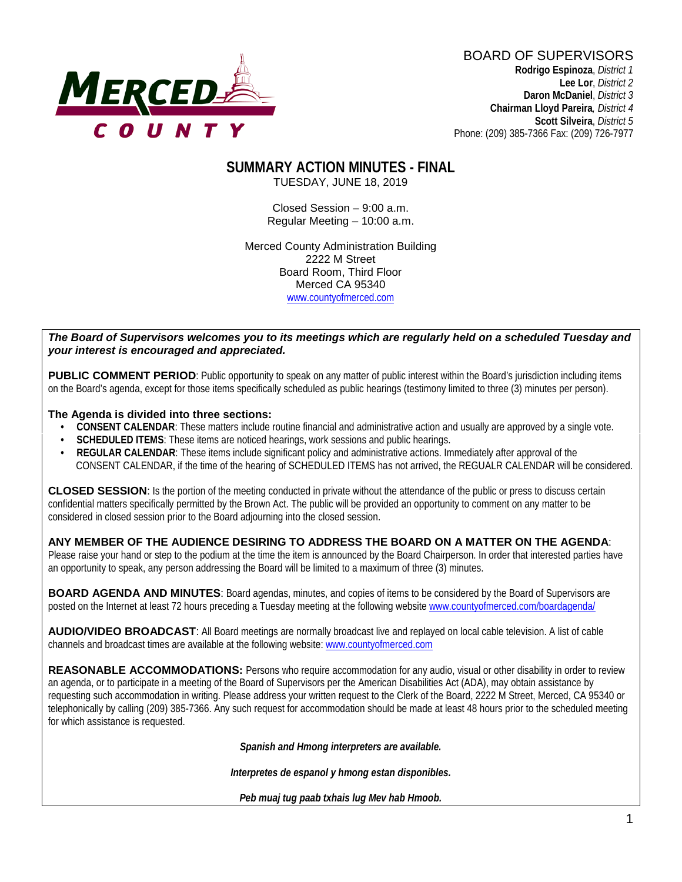MERCED COUNTY

BOARD OF SUPERVISORS
**Rodrigo Espinoza**, *District 1*
**Lee Lor**, *District 2*
**Daron McDaniel**, *District 3*
**Chairman Lloyd Pareira**, *District 4*
**Scott Silveira**, *District 5*
Phone: (209) 385-7366 Fax: (209) 726-7977

# SUMMARY ACTION MINUTES - FINAL

TUESDAY, JUNE 18, 2019

Closed Session – 9:00 a.m.
Regular Meeting – 10:00 a.m.

Merced County Administration Building
2222 M Street
Board Room, Third Floor
Merced CA 95340
www.countyofmerced.com

***The Board of Supervisors welcomes you to its meetings which are regularly held on a scheduled Tuesday and your interest is encouraged and appreciated.***

**PUBLIC COMMENT PERIOD**: Public opportunity to speak on any matter of public interest within the Board's jurisdiction including items on the Board's agenda, except for those items specifically scheduled as public hearings (testimony limited to three (3) minutes per person).

**The Agenda is divided into three sections:**

- **CONSENT CALENDAR**: These matters include routine financial and administrative action and usually are approved by a single vote.
- **SCHEDULED ITEMS**: These items are noticed hearings, work sessions and public hearings.
- **REGULAR CALENDAR**: These items include significant policy and administrative actions. Immediately after approval of the CONSENT CALENDAR, if the time of the hearing of SCHEDULED ITEMS has not arrived, the REGUALR CALENDAR will be considered.

**CLOSED SESSION**: Is the portion of the meeting conducted in private without the attendance of the public or press to discuss certain confidential matters specifically permitted by the Brown Act. The public will be provided an opportunity to comment on any matter to be considered in closed session prior to the Board adjourning into the closed session.

**ANY MEMBER OF THE AUDIENCE DESIRING TO ADDRESS THE BOARD ON A MATTER ON THE AGENDA**: Please raise your hand or step to the podium at the time the item is announced by the Board Chairperson. In order that interested parties have an opportunity to speak, any person addressing the Board will be limited to a maximum of three (3) minutes.

**BOARD AGENDA AND MINUTES**: Board agendas, minutes, and copies of items to be considered by the Board of Supervisors are posted on the Internet at least 72 hours preceding a Tuesday meeting at the following website www.countyofmerced.com/boardagenda/

**AUDIO/VIDEO BROADCAST**: All Board meetings are normally broadcast live and replayed on local cable television. A list of cable channels and broadcast times are available at the following website: www.countyofmerced.com

**REASONABLE ACCOMMODATIONS:** Persons who require accommodation for any audio, visual or other disability in order to review an agenda, or to participate in a meeting of the Board of Supervisors per the American Disabilities Act (ADA), may obtain assistance by requesting such accommodation in writing. Please address your written request to the Clerk of the Board, 2222 M Street, Merced, CA 95340 or telephonically by calling (209) 385-7366. Any such request for accommodation should be made at least 48 hours prior to the scheduled meeting for which assistance is requested.

***Spanish and Hmong interpreters are available.***

***Interpretes de espanol y hmong estan disponibles.***

***Peb muaj tug paab txhais lug Mev hab Hmoob.***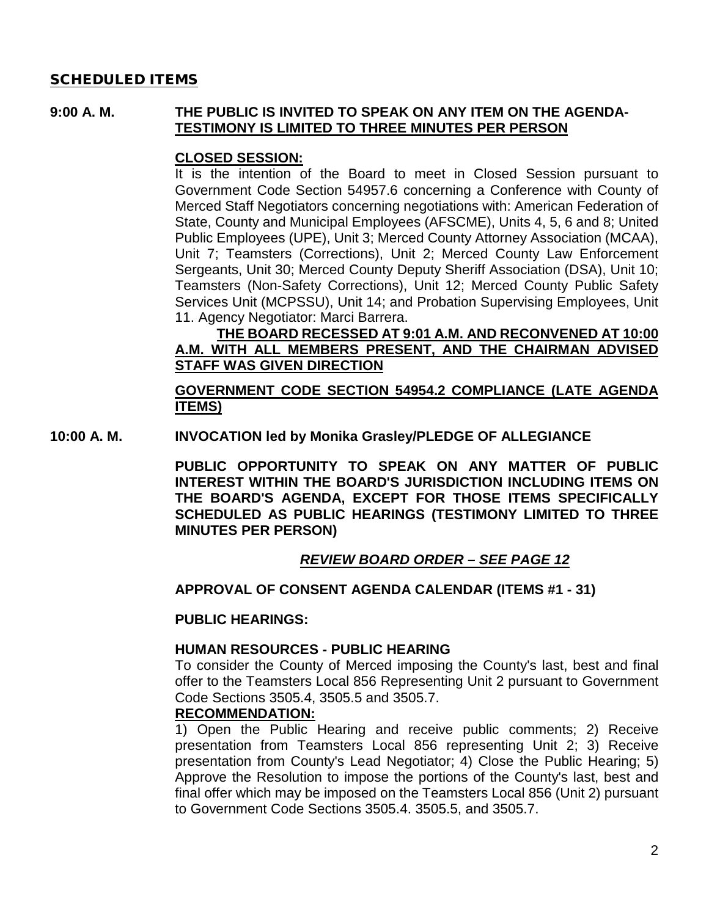## SCHEDULED ITEMS

**9:00 A. M.** **THE PUBLIC IS INVITED TO SPEAK ON ANY ITEM ON THE AGENDA-** **<u>TESTIMONY IS LIMITED TO THREE MINUTES PER PERSON</u>**

**<u>CLOSED SESSION:</u>**

It is the intention of the Board to meet in Closed Session pursuant to Government Code Section 54957.6 concerning a Conference with County of Merced Staff Negotiators concerning negotiations with: American Federation of State, County and Municipal Employees (AFSCME), Units 4, 5, 6 and 8; United Public Employees (UPE), Unit 3; Merced County Attorney Association (MCAA), Unit 7; Teamsters (Corrections), Unit 2; Merced County Law Enforcement Sergeants, Unit 30; Merced County Deputy Sheriff Association (DSA), Unit 10; Teamsters (Non-Safety Corrections), Unit 12; Merced County Public Safety Services Unit (MCPSSU), Unit 14; and Probation Supervising Employees, Unit 11. Agency Negotiator: Marci Barrera.

**<u>THE BOARD RECESSED AT 9:01 A.M. AND RECONVENED AT 10:00 A.M. WITH ALL MEMBERS PRESENT, AND THE CHAIRMAN ADVISED STAFF WAS GIVEN DIRECTION</u>**

**<u>GOVERNMENT CODE SECTION 54954.2 COMPLIANCE (LATE AGENDA ITEMS)</u>**

**10:00 A. M.** **INVOCATION led by Monika Grasley/PLEDGE OF ALLEGIANCE**

**PUBLIC OPPORTUNITY TO SPEAK ON ANY MATTER OF PUBLIC INTEREST WITHIN THE BOARD'S JURISDICTION INCLUDING ITEMS ON THE BOARD'S AGENDA, EXCEPT FOR THOSE ITEMS SPECIFICALLY SCHEDULED AS PUBLIC HEARINGS (TESTIMONY LIMITED TO THREE MINUTES PER PERSON)**

***<u>REVIEW BOARD ORDER – SEE PAGE 12</u>***

**APPROVAL OF CONSENT AGENDA CALENDAR (ITEMS #1 - 31)**

**PUBLIC HEARINGS:**

**HUMAN RESOURCES - PUBLIC HEARING**

To consider the County of Merced imposing the County's last, best and final offer to the Teamsters Local 856 Representing Unit 2 pursuant to Government Code Sections 3505.4, 3505.5 and 3505.7.

**<u>RECOMMENDATION:</u>**

1) Open the Public Hearing and receive public comments; 2) Receive presentation from Teamsters Local 856 representing Unit 2; 3) Receive presentation from County's Lead Negotiator; 4) Close the Public Hearing; 5) Approve the Resolution to impose the portions of the County's last, best and final offer which may be imposed on the Teamsters Local 856 (Unit 2) pursuant to Government Code Sections 3505.4. 3505.5, and 3505.7.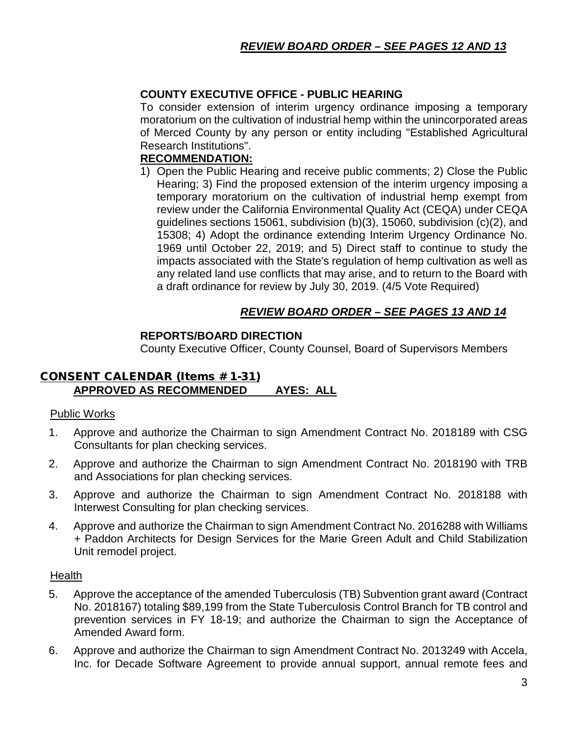***REVIEW BOARD ORDER – SEE PAGES 12 AND 13***

**COUNTY EXECUTIVE OFFICE - PUBLIC HEARING**

To consider extension of interim urgency ordinance imposing a temporary moratorium on the cultivation of industrial hemp within the unincorporated areas of Merced County by any person or entity including "Established Agricultural Research Institutions".

**RECOMMENDATION:**

1) Open the Public Hearing and receive public comments; 2) Close the Public Hearing; 3) Find the proposed extension of the interim urgency imposing a temporary moratorium on the cultivation of industrial hemp exempt from review under the California Environmental Quality Act (CEQA) under CEQA guidelines sections 15061, subdivision (b)(3), 15060, subdivision (c)(2), and 15308; 4) Adopt the ordinance extending Interim Urgency Ordinance No. 1969 until October 22, 2019; and 5) Direct staff to continue to study the impacts associated with the State's regulation of hemp cultivation as well as any related land use conflicts that may arise, and to return to the Board with a draft ordinance for review by July 30, 2019. (4/5 Vote Required)

***REVIEW BOARD ORDER – SEE PAGES 13 AND 14***

**REPORTS/BOARD DIRECTION**

County Executive Officer, County Counsel, Board of Supervisors Members

## CONSENT CALENDAR (Items # 1-31)

**APPROVED AS RECOMMENDED AYES: ALL**

Public Works

1. Approve and authorize the Chairman to sign Amendment Contract No. 2018189 with CSG Consultants for plan checking services.
2. Approve and authorize the Chairman to sign Amendment Contract No. 2018190 with TRB and Associations for plan checking services.
3. Approve and authorize the Chairman to sign Amendment Contract No. 2018188 with Interwest Consulting for plan checking services.
4. Approve and authorize the Chairman to sign Amendment Contract No. 2016288 with Williams + Paddon Architects for Design Services for the Marie Green Adult and Child Stabilization Unit remodel project.

Health

5. Approve the acceptance of the amended Tuberculosis (TB) Subvention grant award (Contract No. 2018167) totaling $89,199 from the State Tuberculosis Control Branch for TB control and prevention services in FY 18-19; and authorize the Chairman to sign the Acceptance of Amended Award form.
6. Approve and authorize the Chairman to sign Amendment Contract No. 2013249 with Accela, Inc. for Decade Software Agreement to provide annual support, annual remote fees and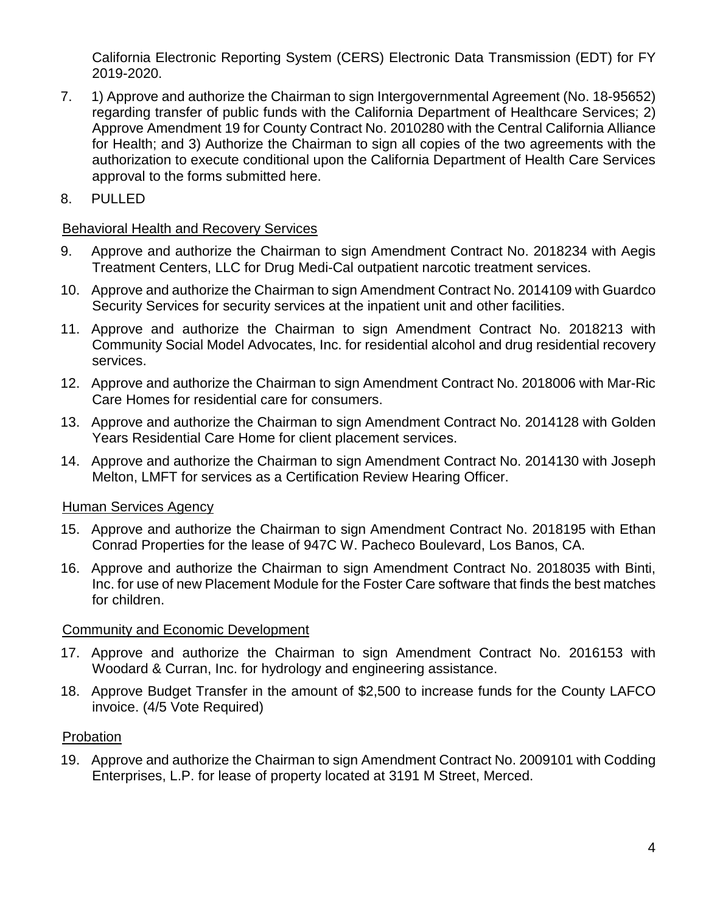California Electronic Reporting System (CERS) Electronic Data Transmission (EDT) for FY 2019-2020.

7. 1) Approve and authorize the Chairman to sign Intergovernmental Agreement (No. 18-95652) regarding transfer of public funds with the California Department of Healthcare Services; 2) Approve Amendment 19 for County Contract No. 2010280 with the Central California Alliance for Health; and 3) Authorize the Chairman to sign all copies of the two agreements with the authorization to execute conditional upon the California Department of Health Care Services approval to the forms submitted here.

8. PULLED

Behavioral Health and Recovery Services

9. Approve and authorize the Chairman to sign Amendment Contract No. 2018234 with Aegis Treatment Centers, LLC for Drug Medi-Cal outpatient narcotic treatment services.

10. Approve and authorize the Chairman to sign Amendment Contract No. 2014109 with Guardco Security Services for security services at the inpatient unit and other facilities.

11. Approve and authorize the Chairman to sign Amendment Contract No. 2018213 with Community Social Model Advocates, Inc. for residential alcohol and drug residential recovery services.

12. Approve and authorize the Chairman to sign Amendment Contract No. 2018006 with Mar-Ric Care Homes for residential care for consumers.

13. Approve and authorize the Chairman to sign Amendment Contract No. 2014128 with Golden Years Residential Care Home for client placement services.

14. Approve and authorize the Chairman to sign Amendment Contract No. 2014130 with Joseph Melton, LMFT for services as a Certification Review Hearing Officer.

Human Services Agency

15. Approve and authorize the Chairman to sign Amendment Contract No. 2018195 with Ethan Conrad Properties for the lease of 947C W. Pacheco Boulevard, Los Banos, CA.

16. Approve and authorize the Chairman to sign Amendment Contract No. 2018035 with Binti, Inc. for use of new Placement Module for the Foster Care software that finds the best matches for children.

Community and Economic Development

17. Approve and authorize the Chairman to sign Amendment Contract No. 2016153 with Woodard & Curran, Inc. for hydrology and engineering assistance.

18. Approve Budget Transfer in the amount of $2,500 to increase funds for the County LAFCO invoice. (4/5 Vote Required)

Probation

19. Approve and authorize the Chairman to sign Amendment Contract No. 2009101 with Codding Enterprises, L.P. for lease of property located at 3191 M Street, Merced.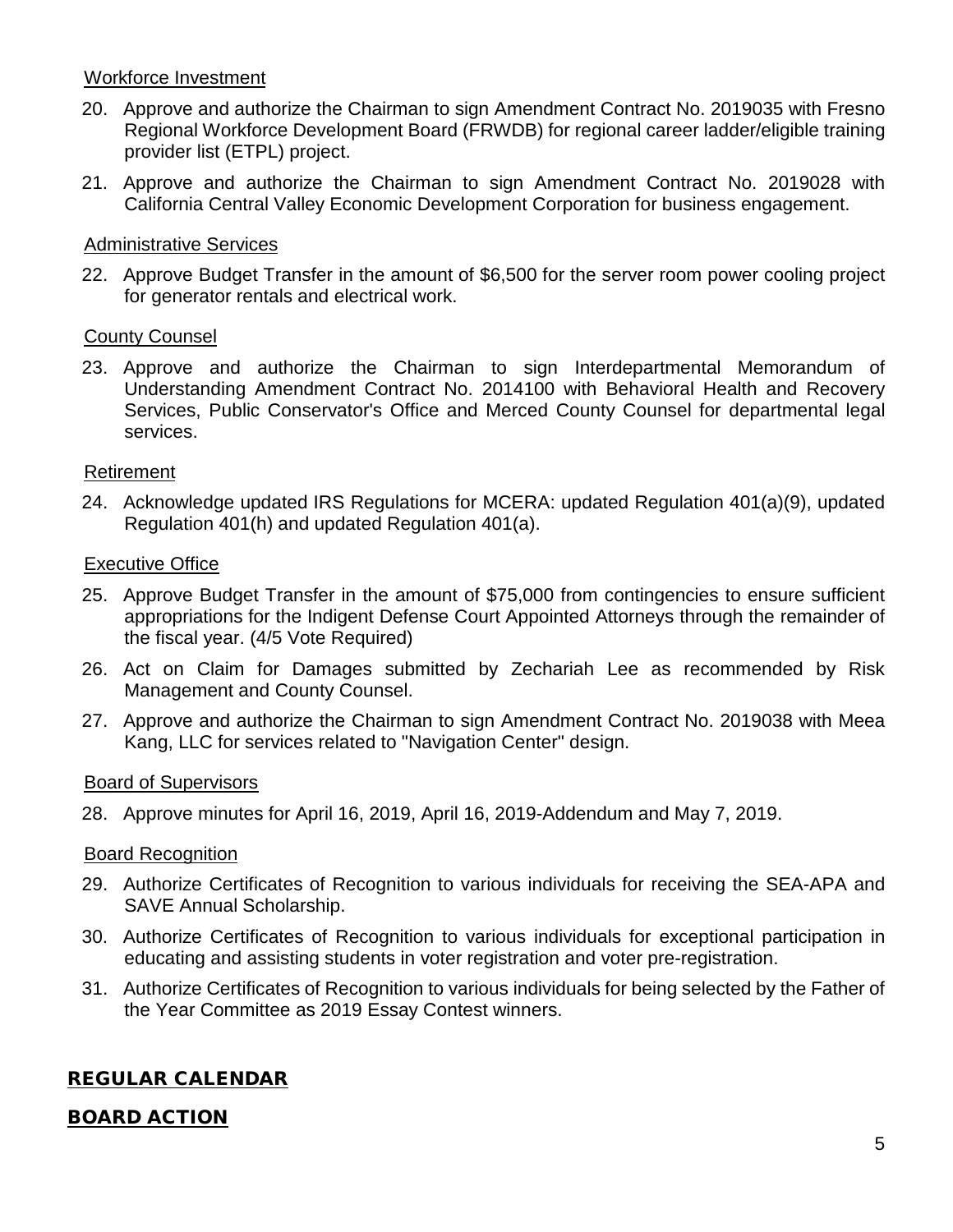Workforce Investment

20. Approve and authorize the Chairman to sign Amendment Contract No. 2019035 with Fresno Regional Workforce Development Board (FRWDB) for regional career ladder/eligible training provider list (ETPL) project.
21. Approve and authorize the Chairman to sign Amendment Contract No. 2019028 with California Central Valley Economic Development Corporation for business engagement.

Administrative Services

22. Approve Budget Transfer in the amount of $6,500 for the server room power cooling project for generator rentals and electrical work.

County Counsel

23. Approve and authorize the Chairman to sign Interdepartmental Memorandum of Understanding Amendment Contract No. 2014100 with Behavioral Health and Recovery Services, Public Conservator's Office and Merced County Counsel for departmental legal services.

Retirement

24. Acknowledge updated IRS Regulations for MCERA: updated Regulation 401(a)(9), updated Regulation 401(h) and updated Regulation 401(a).

Executive Office

25. Approve Budget Transfer in the amount of $75,000 from contingencies to ensure sufficient appropriations for the Indigent Defense Court Appointed Attorneys through the remainder of the fiscal year. (4/5 Vote Required)
26. Act on Claim for Damages submitted by Zechariah Lee as recommended by Risk Management and County Counsel.
27. Approve and authorize the Chairman to sign Amendment Contract No. 2019038 with Meea Kang, LLC for services related to "Navigation Center" design.

Board of Supervisors

28. Approve minutes for April 16, 2019, April 16, 2019-Addendum and May 7, 2019.

Board Recognition

29. Authorize Certificates of Recognition to various individuals for receiving the SEA-APA and SAVE Annual Scholarship.
30. Authorize Certificates of Recognition to various individuals for exceptional participation in educating and assisting students in voter registration and voter pre-registration.
31. Authorize Certificates of Recognition to various individuals for being selected by the Father of the Year Committee as 2019 Essay Contest winners.

## REGULAR CALENDAR

## BOARD ACTION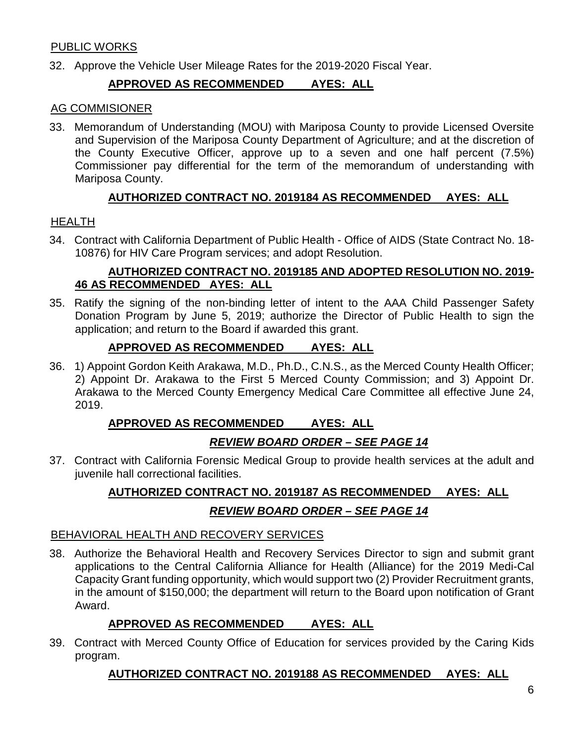PUBLIC WORKS

32. Approve the Vehicle User Mileage Rates for the 2019-2020 Fiscal Year.

**APPROVED AS RECOMMENDED AYES: ALL**

AG COMMISIONER

33. Memorandum of Understanding (MOU) with Mariposa County to provide Licensed Oversite and Supervision of the Mariposa County Department of Agriculture; and at the discretion of the County Executive Officer, approve up to a seven and one half percent (7.5%) Commissioner pay differential for the term of the memorandum of understanding with Mariposa County.

**AUTHORIZED CONTRACT NO. 2019184 AS RECOMMENDED AYES: ALL**

HEALTH

34. Contract with California Department of Public Health - Office of AIDS (State Contract No. 18-10876) for HIV Care Program services; and adopt Resolution.

**AUTHORIZED CONTRACT NO. 2019185 AND ADOPTED RESOLUTION NO. 2019-46 AS RECOMMENDED AYES: ALL**

35. Ratify the signing of the non-binding letter of intent to the AAA Child Passenger Safety Donation Program by June 5, 2019; authorize the Director of Public Health to sign the application; and return to the Board if awarded this grant.

**APPROVED AS RECOMMENDED AYES: ALL**

36. 1) Appoint Gordon Keith Arakawa, M.D., Ph.D., C.N.S., as the Merced County Health Officer; 2) Appoint Dr. Arakawa to the First 5 Merced County Commission; and 3) Appoint Dr. Arakawa to the Merced County Emergency Medical Care Committee all effective June 24, 2019.

**APPROVED AS RECOMMENDED AYES: ALL**

***REVIEW BOARD ORDER – SEE PAGE 14***

37. Contract with California Forensic Medical Group to provide health services at the adult and juvenile hall correctional facilities.

**AUTHORIZED CONTRACT NO. 2019187 AS RECOMMENDED AYES: ALL**

***REVIEW BOARD ORDER – SEE PAGE 14***

BEHAVIORAL HEALTH AND RECOVERY SERVICES

38. Authorize the Behavioral Health and Recovery Services Director to sign and submit grant applications to the Central California Alliance for Health (Alliance) for the 2019 Medi-Cal Capacity Grant funding opportunity, which would support two (2) Provider Recruitment grants, in the amount of $150,000; the department will return to the Board upon notification of Grant Award.

**APPROVED AS RECOMMENDED AYES: ALL**

39. Contract with Merced County Office of Education for services provided by the Caring Kids program.

**AUTHORIZED CONTRACT NO. 2019188 AS RECOMMENDED AYES: ALL**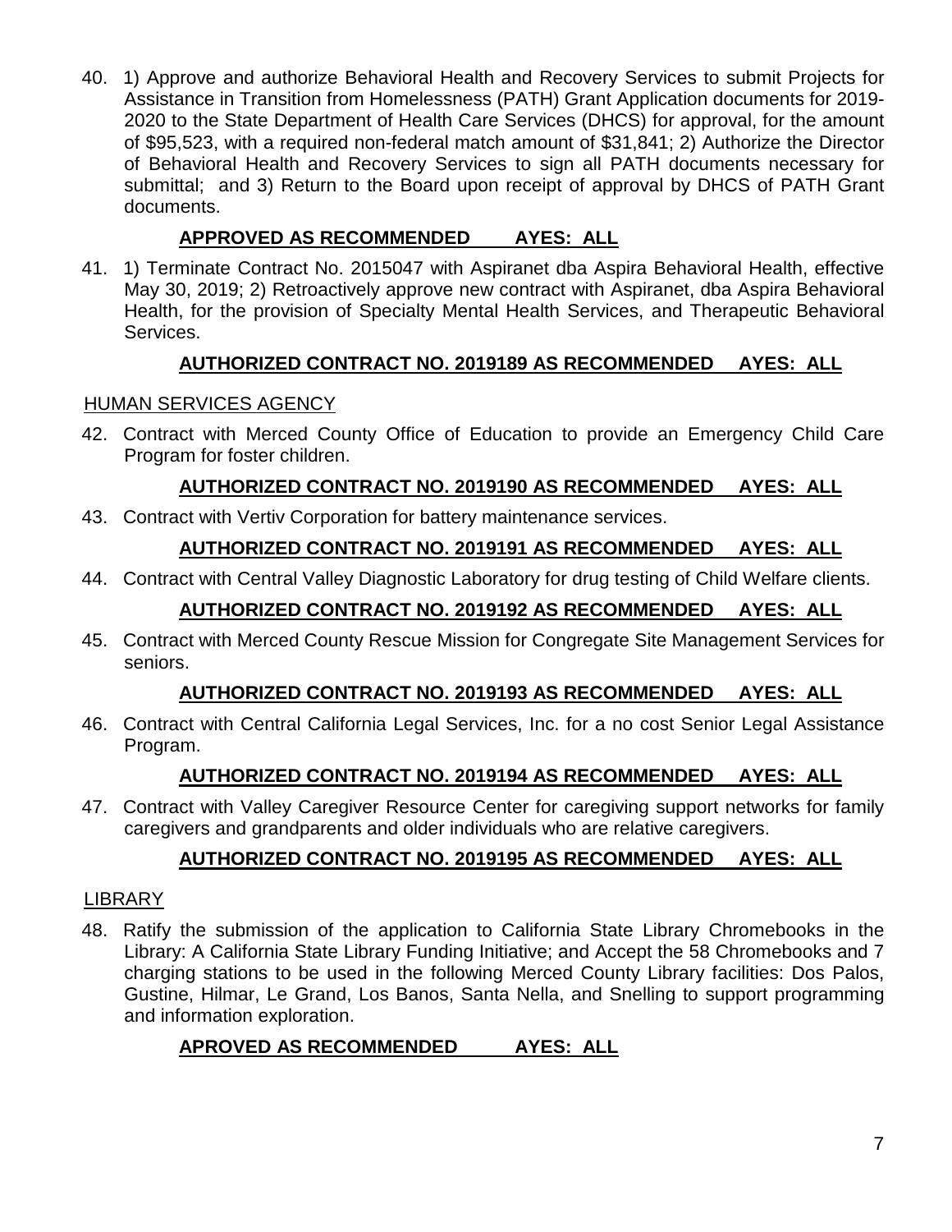40. 1) Approve and authorize Behavioral Health and Recovery Services to submit Projects for Assistance in Transition from Homelessness (PATH) Grant Application documents for 2019-2020 to the State Department of Health Care Services (DHCS) for approval, for the amount of $95,523, with a required non-federal match amount of $31,841; 2) Authorize the Director of Behavioral Health and Recovery Services to sign all PATH documents necessary for submittal; and 3) Return to the Board upon receipt of approval by DHCS of PATH Grant documents.

**APPROVED AS RECOMMENDED AYES: ALL**

41. 1) Terminate Contract No. 2015047 with Aspiranet dba Aspira Behavioral Health, effective May 30, 2019; 2) Retroactively approve new contract with Aspiranet, dba Aspira Behavioral Health, for the provision of Specialty Mental Health Services, and Therapeutic Behavioral Services.

**AUTHORIZED CONTRACT NO. 2019189 AS RECOMMENDED AYES: ALL**

HUMAN SERVICES AGENCY

42. Contract with Merced County Office of Education to provide an Emergency Child Care Program for foster children.

**AUTHORIZED CONTRACT NO. 2019190 AS RECOMMENDED AYES: ALL**

43. Contract with Vertiv Corporation for battery maintenance services.

**AUTHORIZED CONTRACT NO. 2019191 AS RECOMMENDED AYES: ALL**

44. Contract with Central Valley Diagnostic Laboratory for drug testing of Child Welfare clients.

**AUTHORIZED CONTRACT NO. 2019192 AS RECOMMENDED AYES: ALL**

45. Contract with Merced County Rescue Mission for Congregate Site Management Services for seniors.

**AUTHORIZED CONTRACT NO. 2019193 AS RECOMMENDED AYES: ALL**

46. Contract with Central California Legal Services, Inc. for a no cost Senior Legal Assistance Program.

**AUTHORIZED CONTRACT NO. 2019194 AS RECOMMENDED AYES: ALL**

47. Contract with Valley Caregiver Resource Center for caregiving support networks for family caregivers and grandparents and older individuals who are relative caregivers.

**AUTHORIZED CONTRACT NO. 2019195 AS RECOMMENDED AYES: ALL**

LIBRARY

48. Ratify the submission of the application to California State Library Chromebooks in the Library: A California State Library Funding Initiative; and Accept the 58 Chromebooks and 7 charging stations to be used in the following Merced County Library facilities: Dos Palos, Gustine, Hilmar, Le Grand, Los Banos, Santa Nella, and Snelling to support programming and information exploration.

**APROVED AS RECOMMENDED AYES: ALL**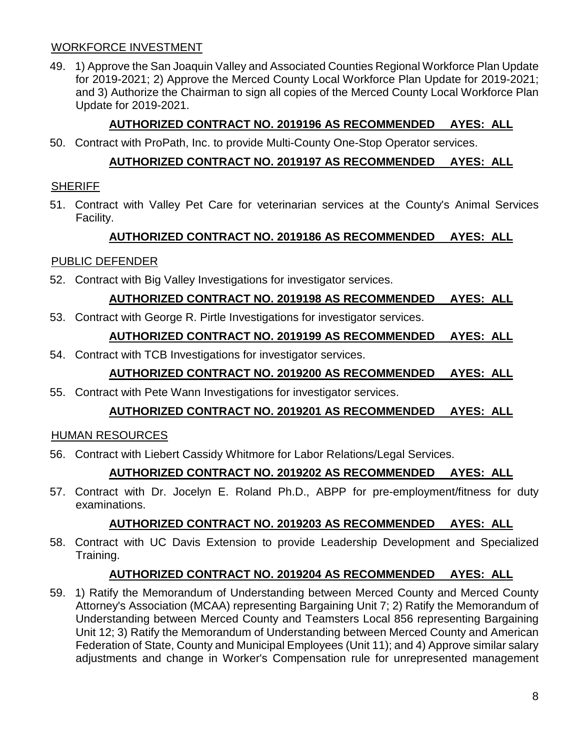WORKFORCE INVESTMENT

49. 1) Approve the San Joaquin Valley and Associated Counties Regional Workforce Plan Update for 2019-2021; 2) Approve the Merced County Local Workforce Plan Update for 2019-2021; and 3) Authorize the Chairman to sign all copies of the Merced County Local Workforce Plan Update for 2019-2021.

**AUTHORIZED CONTRACT NO. 2019196 AS RECOMMENDED AYES: ALL**

50. Contract with ProPath, Inc. to provide Multi-County One-Stop Operator services.

**AUTHORIZED CONTRACT NO. 2019197 AS RECOMMENDED AYES: ALL**

SHERIFF

51. Contract with Valley Pet Care for veterinarian services at the County's Animal Services Facility.

**AUTHORIZED CONTRACT NO. 2019186 AS RECOMMENDED AYES: ALL**

PUBLIC DEFENDER

52. Contract with Big Valley Investigations for investigator services.

**AUTHORIZED CONTRACT NO. 2019198 AS RECOMMENDED AYES: ALL**

53. Contract with George R. Pirtle Investigations for investigator services.

**AUTHORIZED CONTRACT NO. 2019199 AS RECOMMENDED AYES: ALL**

54. Contract with TCB Investigations for investigator services.

**AUTHORIZED CONTRACT NO. 2019200 AS RECOMMENDED AYES: ALL**

55. Contract with Pete Wann Investigations for investigator services.

**AUTHORIZED CONTRACT NO. 2019201 AS RECOMMENDED AYES: ALL**

HUMAN RESOURCES

56. Contract with Liebert Cassidy Whitmore for Labor Relations/Legal Services.

**AUTHORIZED CONTRACT NO. 2019202 AS RECOMMENDED AYES: ALL**

57. Contract with Dr. Jocelyn E. Roland Ph.D., ABPP for pre-employment/fitness for duty examinations.

**AUTHORIZED CONTRACT NO. 2019203 AS RECOMMENDED AYES: ALL**

58. Contract with UC Davis Extension to provide Leadership Development and Specialized Training.

**AUTHORIZED CONTRACT NO. 2019204 AS RECOMMENDED AYES: ALL**

59. 1) Ratify the Memorandum of Understanding between Merced County and Merced County Attorney's Association (MCAA) representing Bargaining Unit 7; 2) Ratify the Memorandum of Understanding between Merced County and Teamsters Local 856 representing Bargaining Unit 12; 3) Ratify the Memorandum of Understanding between Merced County and American Federation of State, County and Municipal Employees (Unit 11); and 4) Approve similar salary adjustments and change in Worker's Compensation rule for unrepresented management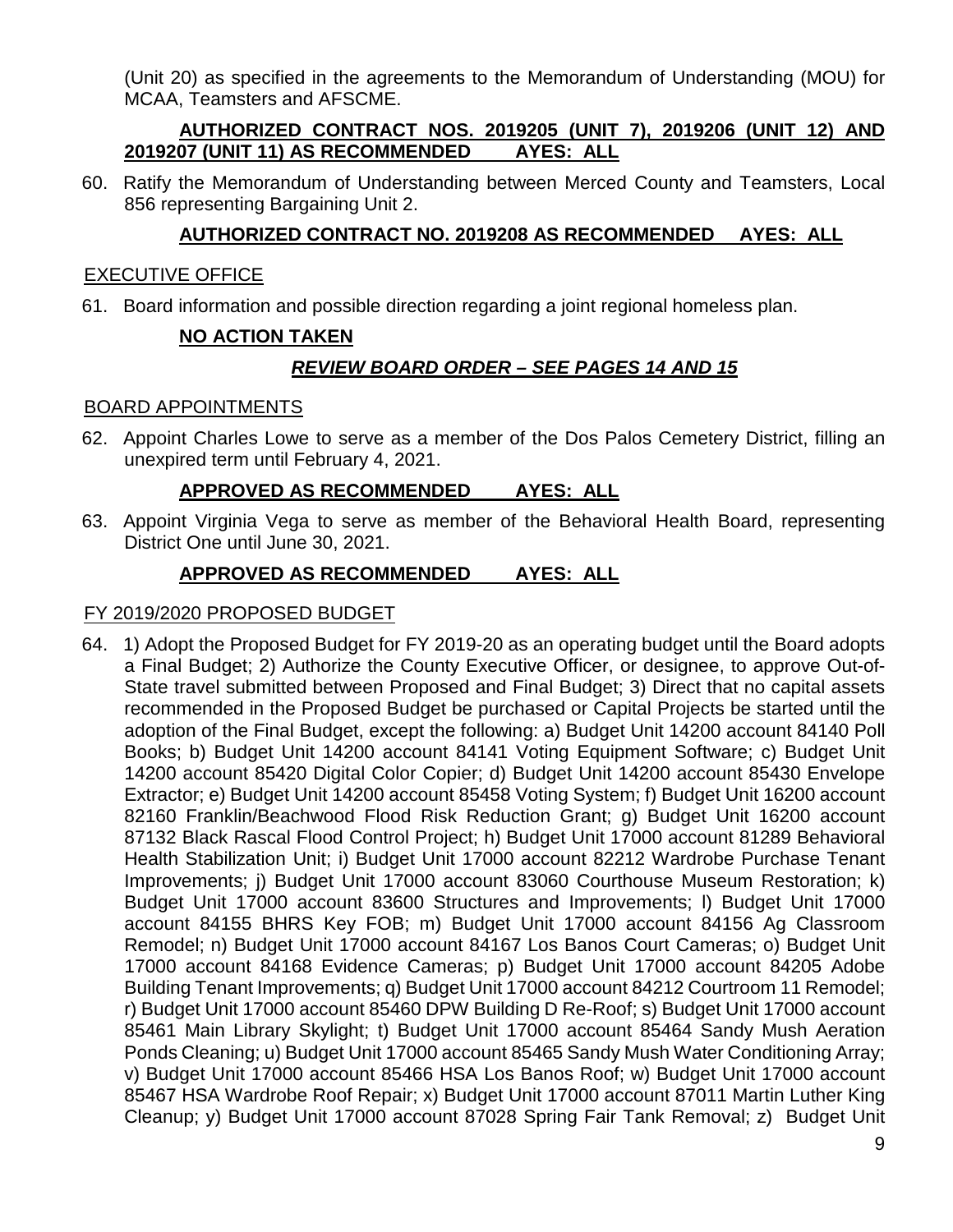(Unit 20) as specified in the agreements to the Memorandum of Understanding (MOU) for MCAA, Teamsters and AFSCME.

**AUTHORIZED CONTRACT NOS. 2019205 (UNIT 7), 2019206 (UNIT 12) AND 2019207 (UNIT 11) AS RECOMMENDED AYES: ALL**

60. Ratify the Memorandum of Understanding between Merced County and Teamsters, Local 856 representing Bargaining Unit 2.

**AUTHORIZED CONTRACT NO. 2019208 AS RECOMMENDED AYES: ALL**

EXECUTIVE OFFICE

61. Board information and possible direction regarding a joint regional homeless plan.

**NO ACTION TAKEN**

***REVIEW BOARD ORDER – SEE PAGES 14 AND 15***

BOARD APPOINTMENTS

62. Appoint Charles Lowe to serve as a member of the Dos Palos Cemetery District, filling an unexpired term until February 4, 2021.

**APPROVED AS RECOMMENDED AYES: ALL**

63. Appoint Virginia Vega to serve as member of the Behavioral Health Board, representing District One until June 30, 2021.

**APPROVED AS RECOMMENDED AYES: ALL**

FY 2019/2020 PROPOSED BUDGET

64. 1) Adopt the Proposed Budget for FY 2019-20 as an operating budget until the Board adopts a Final Budget; 2) Authorize the County Executive Officer, or designee, to approve Out-of-State travel submitted between Proposed and Final Budget; 3) Direct that no capital assets recommended in the Proposed Budget be purchased or Capital Projects be started until the adoption of the Final Budget, except the following: a) Budget Unit 14200 account 84140 Poll Books; b) Budget Unit 14200 account 84141 Voting Equipment Software; c) Budget Unit 14200 account 85420 Digital Color Copier; d) Budget Unit 14200 account 85430 Envelope Extractor; e) Budget Unit 14200 account 85458 Voting System; f) Budget Unit 16200 account 82160 Franklin/Beachwood Flood Risk Reduction Grant; g) Budget Unit 16200 account 87132 Black Rascal Flood Control Project; h) Budget Unit 17000 account 81289 Behavioral Health Stabilization Unit; i) Budget Unit 17000 account 82212 Wardrobe Purchase Tenant Improvements; j) Budget Unit 17000 account 83060 Courthouse Museum Restoration; k) Budget Unit 17000 account 83600 Structures and Improvements; l) Budget Unit 17000 account 84155 BHRS Key FOB; m) Budget Unit 17000 account 84156 Ag Classroom Remodel; n) Budget Unit 17000 account 84167 Los Banos Court Cameras; o) Budget Unit 17000 account 84168 Evidence Cameras; p) Budget Unit 17000 account 84205 Adobe Building Tenant Improvements; q) Budget Unit 17000 account 84212 Courtroom 11 Remodel; r) Budget Unit 17000 account 85460 DPW Building D Re-Roof; s) Budget Unit 17000 account 85461 Main Library Skylight; t) Budget Unit 17000 account 85464 Sandy Mush Aeration Ponds Cleaning; u) Budget Unit 17000 account 85465 Sandy Mush Water Conditioning Array; v) Budget Unit 17000 account 85466 HSA Los Banos Roof; w) Budget Unit 17000 account 85467 HSA Wardrobe Roof Repair; x) Budget Unit 17000 account 87011 Martin Luther King Cleanup; y) Budget Unit 17000 account 87028 Spring Fair Tank Removal; z) Budget Unit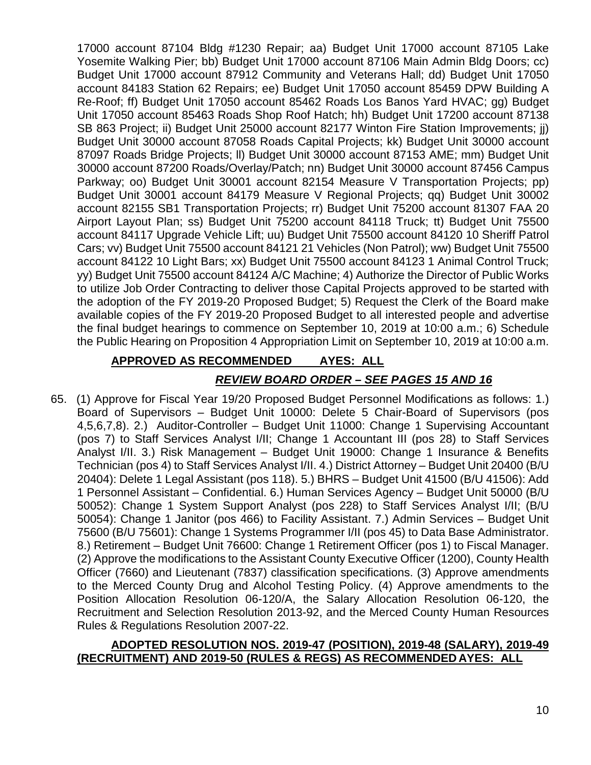17000 account 87104 Bldg #1230 Repair; aa) Budget Unit 17000 account 87105 Lake Yosemite Walking Pier; bb) Budget Unit 17000 account 87106 Main Admin Bldg Doors; cc) Budget Unit 17000 account 87912 Community and Veterans Hall; dd) Budget Unit 17050 account 84183 Station 62 Repairs; ee) Budget Unit 17050 account 85459 DPW Building A Re-Roof; ff) Budget Unit 17050 account 85462 Roads Los Banos Yard HVAC; gg) Budget Unit 17050 account 85463 Roads Shop Roof Hatch; hh) Budget Unit 17200 account 87138 SB 863 Project; ii) Budget Unit 25000 account 82177 Winton Fire Station Improvements; jj) Budget Unit 30000 account 87058 Roads Capital Projects; kk) Budget Unit 30000 account 87097 Roads Bridge Projects; ll) Budget Unit 30000 account 87153 AME; mm) Budget Unit 30000 account 87200 Roads/Overlay/Patch; nn) Budget Unit 30000 account 87456 Campus Parkway; oo) Budget Unit 30001 account 82154 Measure V Transportation Projects; pp) Budget Unit 30001 account 84179 Measure V Regional Projects; qq) Budget Unit 30002 account 82155 SB1 Transportation Projects; rr) Budget Unit 75200 account 81307 FAA 20 Airport Layout Plan; ss) Budget Unit 75200 account 84118 Truck; tt) Budget Unit 75500 account 84117 Upgrade Vehicle Lift; uu) Budget Unit 75500 account 84120 10 Sheriff Patrol Cars; vv) Budget Unit 75500 account 84121 21 Vehicles (Non Patrol); ww) Budget Unit 75500 account 84122 10 Light Bars; xx) Budget Unit 75500 account 84123 1 Animal Control Truck; yy) Budget Unit 75500 account 84124 A/C Machine; 4) Authorize the Director of Public Works to utilize Job Order Contracting to deliver those Capital Projects approved to be started with the adoption of the FY 2019-20 Proposed Budget; 5) Request the Clerk of the Board make available copies of the FY 2019-20 Proposed Budget to all interested people and advertise the final budget hearings to commence on September 10, 2019 at 10:00 a.m.; 6) Schedule the Public Hearing on Proposition 4 Appropriation Limit on September 10, 2019 at 10:00 a.m.

**APPROVED AS RECOMMENDED AYES: ALL**

***REVIEW BOARD ORDER – SEE PAGES 15 AND 16***

65. (1) Approve for Fiscal Year 19/20 Proposed Budget Personnel Modifications as follows: 1.) Board of Supervisors – Budget Unit 10000: Delete 5 Chair-Board of Supervisors (pos 4,5,6,7,8). 2.) Auditor-Controller – Budget Unit 11000: Change 1 Supervising Accountant (pos 7) to Staff Services Analyst I/II; Change 1 Accountant III (pos 28) to Staff Services Analyst I/II. 3.) Risk Management – Budget Unit 19000: Change 1 Insurance & Benefits Technician (pos 4) to Staff Services Analyst I/II. 4.) District Attorney – Budget Unit 20400 (B/U 20404): Delete 1 Legal Assistant (pos 118). 5.) BHRS – Budget Unit 41500 (B/U 41506): Add 1 Personnel Assistant – Confidential. 6.) Human Services Agency – Budget Unit 50000 (B/U 50052): Change 1 System Support Analyst (pos 228) to Staff Services Analyst I/II; (B/U 50054): Change 1 Janitor (pos 466) to Facility Assistant. 7.) Admin Services – Budget Unit 75600 (B/U 75601): Change 1 Systems Programmer I/II (pos 45) to Data Base Administrator. 8.) Retirement – Budget Unit 76600: Change 1 Retirement Officer (pos 1) to Fiscal Manager. (2) Approve the modifications to the Assistant County Executive Officer (1200), County Health Officer (7660) and Lieutenant (7837) classification specifications. (3) Approve amendments to the Merced County Drug and Alcohol Testing Policy. (4) Approve amendments to the Position Allocation Resolution 06-120/A, the Salary Allocation Resolution 06-120, the Recruitment and Selection Resolution 2013-92, and the Merced County Human Resources Rules & Regulations Resolution 2007-22.

**ADOPTED RESOLUTION NOS. 2019-47 (POSITION), 2019-48 (SALARY), 2019-49 (RECRUITMENT) AND 2019-50 (RULES & REGS) AS RECOMMENDED AYES: ALL**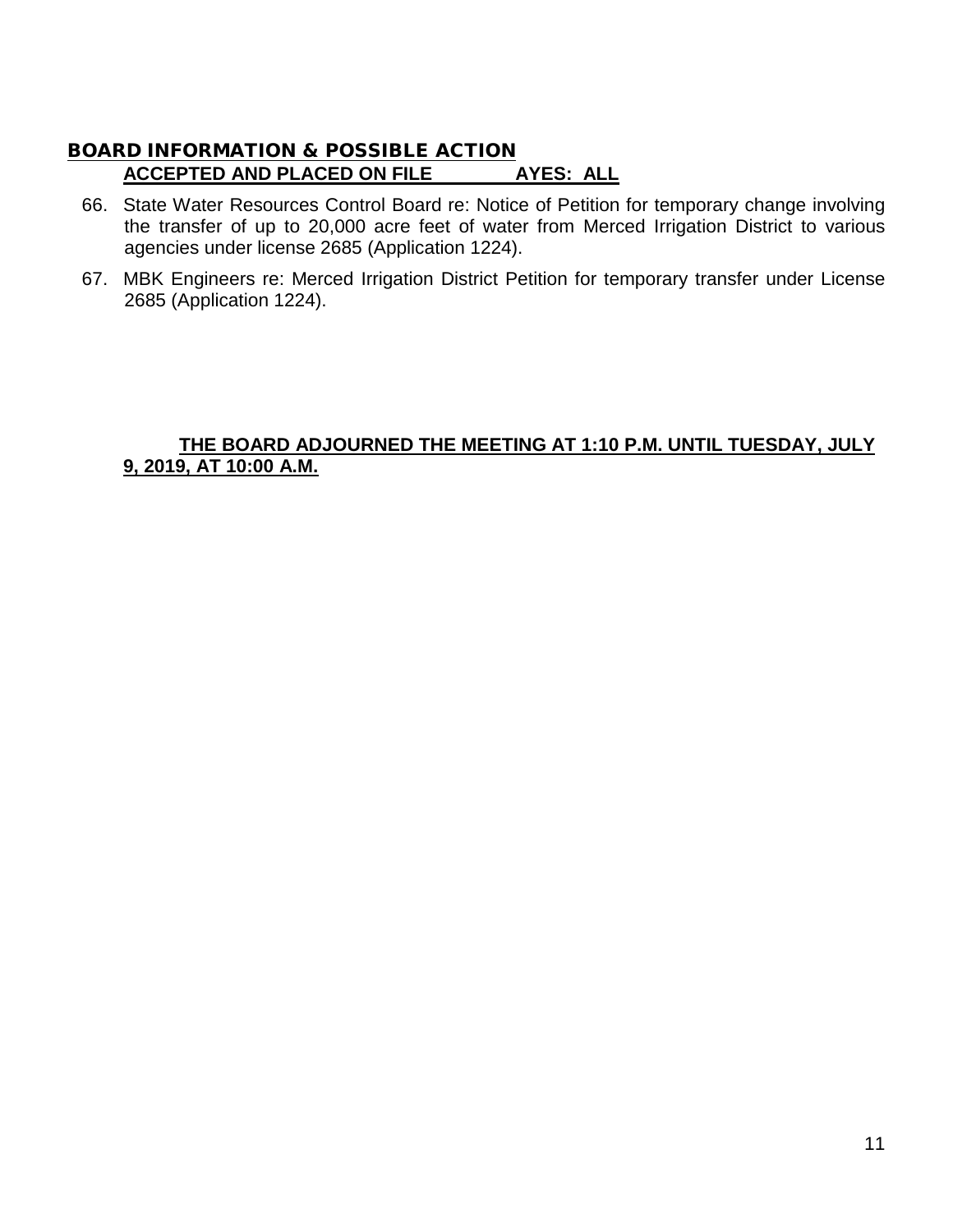## BOARD INFORMATION & POSSIBLE ACTION

**ACCEPTED AND PLACED ON FILE AYES: ALL**

66. State Water Resources Control Board re: Notice of Petition for temporary change involving the transfer of up to 20,000 acre feet of water from Merced Irrigation District to various agencies under license 2685 (Application 1224).

67. MBK Engineers re: Merced Irrigation District Petition for temporary transfer under License 2685 (Application 1224).

**THE BOARD ADJOURNED THE MEETING AT 1:10 P.M. UNTIL TUESDAY, JULY 9, 2019, AT 10:00 A.M.**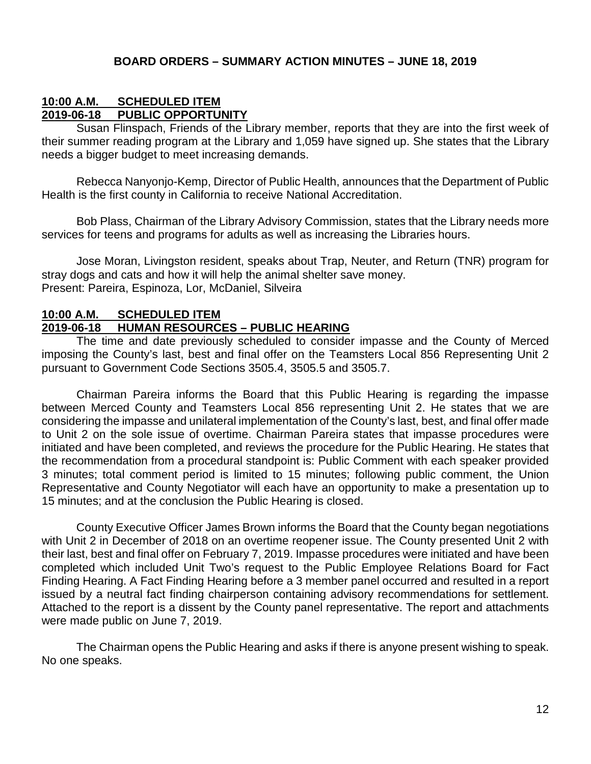## BOARD ORDERS – SUMMARY ACTION MINUTES – JUNE 18, 2019

**10:00 A.M. SCHEDULED ITEM**
**2019-06-18 PUBLIC OPPORTUNITY**

Susan Flinspach, Friends of the Library member, reports that they are into the first week of their summer reading program at the Library and 1,059 have signed up. She states that the Library needs a bigger budget to meet increasing demands.

Rebecca Nanyonjo-Kemp, Director of Public Health, announces that the Department of Public Health is the first county in California to receive National Accreditation.

Bob Plass, Chairman of the Library Advisory Commission, states that the Library needs more services for teens and programs for adults as well as increasing the Libraries hours.

Jose Moran, Livingston resident, speaks about Trap, Neuter, and Return (TNR) program for stray dogs and cats and how it will help the animal shelter save money.
Present: Pareira, Espinoza, Lor, McDaniel, Silveira

**10:00 A.M. SCHEDULED ITEM**
**2019-06-18 HUMAN RESOURCES – PUBLIC HEARING**

The time and date previously scheduled to consider impasse and the County of Merced imposing the County's last, best and final offer on the Teamsters Local 856 Representing Unit 2 pursuant to Government Code Sections 3505.4, 3505.5 and 3505.7.

Chairman Pareira informs the Board that this Public Hearing is regarding the impasse between Merced County and Teamsters Local 856 representing Unit 2. He states that we are considering the impasse and unilateral implementation of the County's last, best, and final offer made to Unit 2 on the sole issue of overtime. Chairman Pareira states that impasse procedures were initiated and have been completed, and reviews the procedure for the Public Hearing. He states that the recommendation from a procedural standpoint is: Public Comment with each speaker provided 3 minutes; total comment period is limited to 15 minutes; following public comment, the Union Representative and County Negotiator will each have an opportunity to make a presentation up to 15 minutes; and at the conclusion the Public Hearing is closed.

County Executive Officer James Brown informs the Board that the County began negotiations with Unit 2 in December of 2018 on an overtime reopener issue. The County presented Unit 2 with their last, best and final offer on February 7, 2019. Impasse procedures were initiated and have been completed which included Unit Two's request to the Public Employee Relations Board for Fact Finding Hearing. A Fact Finding Hearing before a 3 member panel occurred and resulted in a report issued by a neutral fact finding chairperson containing advisory recommendations for settlement. Attached to the report is a dissent by the County panel representative. The report and attachments were made public on June 7, 2019.

The Chairman opens the Public Hearing and asks if there is anyone present wishing to speak. No one speaks.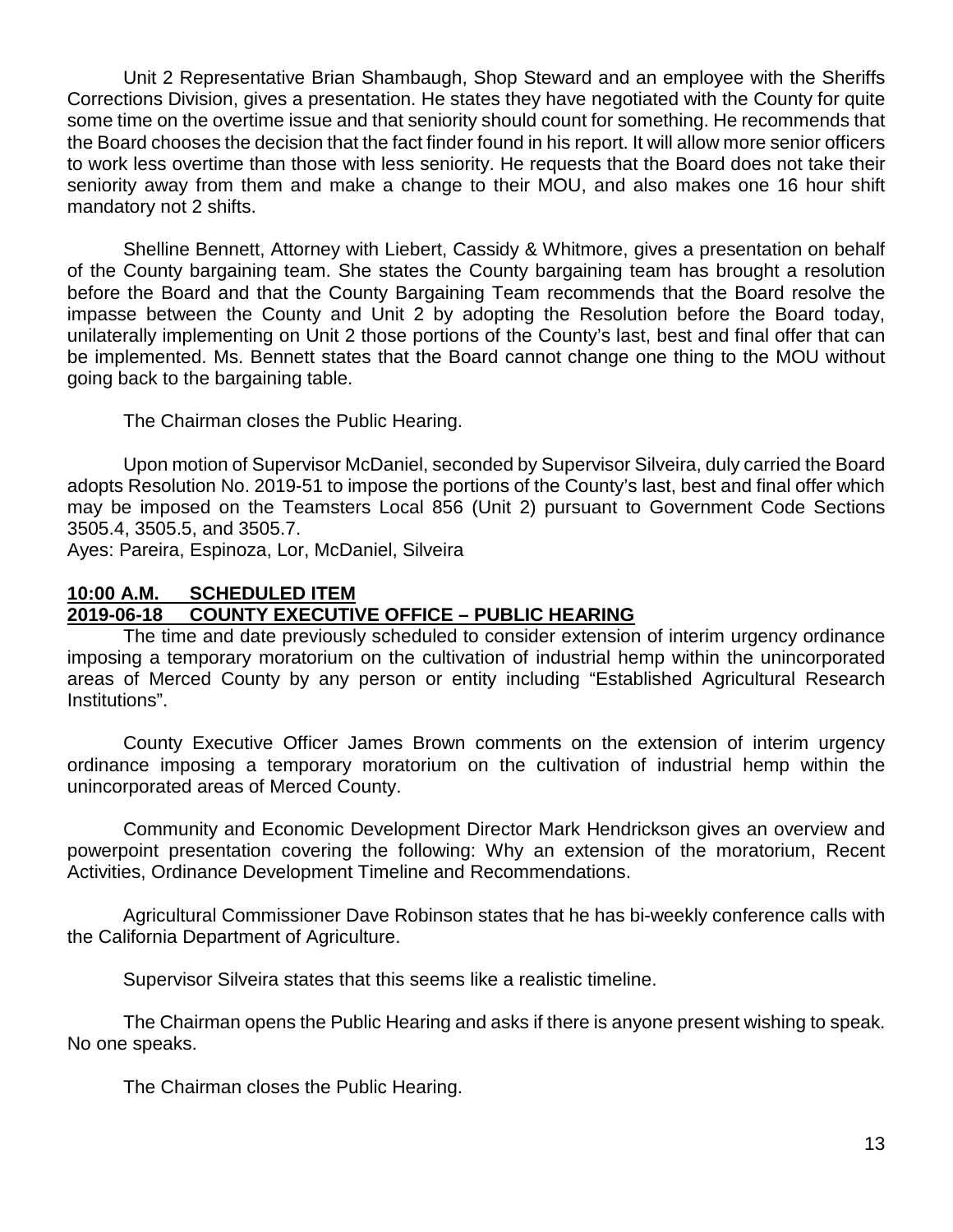Unit 2 Representative Brian Shambaugh, Shop Steward and an employee with the Sheriffs Corrections Division, gives a presentation. He states they have negotiated with the County for quite some time on the overtime issue and that seniority should count for something. He recommends that the Board chooses the decision that the fact finder found in his report. It will allow more senior officers to work less overtime than those with less seniority. He requests that the Board does not take their seniority away from them and make a change to their MOU, and also makes one 16 hour shift mandatory not 2 shifts.

Shelline Bennett, Attorney with Liebert, Cassidy & Whitmore, gives a presentation on behalf of the County bargaining team. She states the County bargaining team has brought a resolution before the Board and that the County Bargaining Team recommends that the Board resolve the impasse between the County and Unit 2 by adopting the Resolution before the Board today, unilaterally implementing on Unit 2 those portions of the County's last, best and final offer that can be implemented. Ms. Bennett states that the Board cannot change one thing to the MOU without going back to the bargaining table.

The Chairman closes the Public Hearing.

Upon motion of Supervisor McDaniel, seconded by Supervisor Silveira, duly carried the Board adopts Resolution No. 2019-51 to impose the portions of the County's last, best and final offer which may be imposed on the Teamsters Local 856 (Unit 2) pursuant to Government Code Sections 3505.4, 3505.5, and 3505.7.
Ayes: Pareira, Espinoza, Lor, McDaniel, Silveira

**10:00 A.M. SCHEDULED ITEM**
**2019-06-18 COUNTY EXECUTIVE OFFICE – PUBLIC HEARING**

The time and date previously scheduled to consider extension of interim urgency ordinance imposing a temporary moratorium on the cultivation of industrial hemp within the unincorporated areas of Merced County by any person or entity including "Established Agricultural Research Institutions".

County Executive Officer James Brown comments on the extension of interim urgency ordinance imposing a temporary moratorium on the cultivation of industrial hemp within the unincorporated areas of Merced County.

Community and Economic Development Director Mark Hendrickson gives an overview and powerpoint presentation covering the following: Why an extension of the moratorium, Recent Activities, Ordinance Development Timeline and Recommendations.

Agricultural Commissioner Dave Robinson states that he has bi-weekly conference calls with the California Department of Agriculture.

Supervisor Silveira states that this seems like a realistic timeline.

The Chairman opens the Public Hearing and asks if there is anyone present wishing to speak. No one speaks.

The Chairman closes the Public Hearing.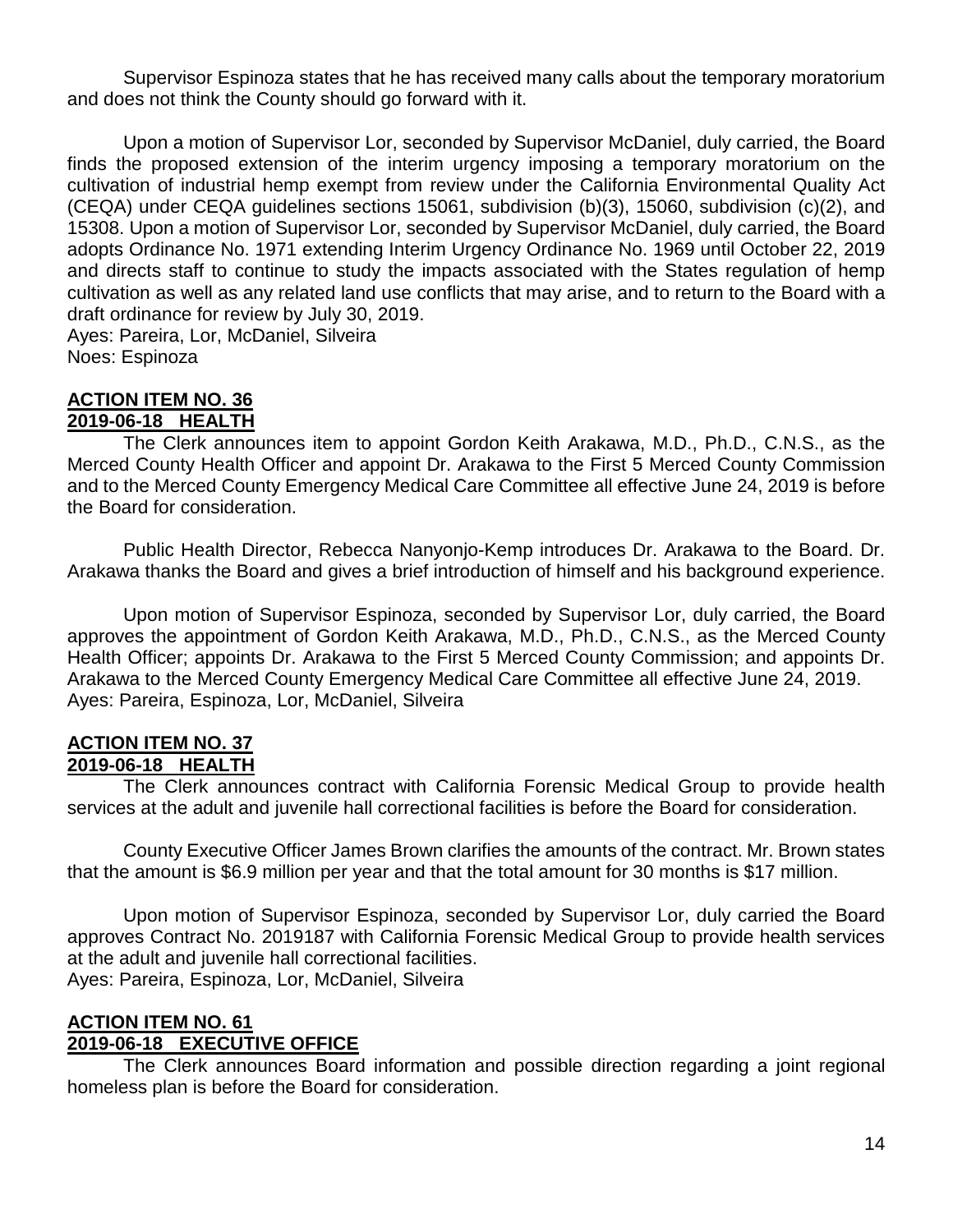Supervisor Espinoza states that he has received many calls about the temporary moratorium and does not think the County should go forward with it.

Upon a motion of Supervisor Lor, seconded by Supervisor McDaniel, duly carried, the Board finds the proposed extension of the interim urgency imposing a temporary moratorium on the cultivation of industrial hemp exempt from review under the California Environmental Quality Act (CEQA) under CEQA guidelines sections 15061, subdivision (b)(3), 15060, subdivision (c)(2), and 15308. Upon a motion of Supervisor Lor, seconded by Supervisor McDaniel, duly carried, the Board adopts Ordinance No. 1971 extending Interim Urgency Ordinance No. 1969 until October 22, 2019 and directs staff to continue to study the impacts associated with the States regulation of hemp cultivation as well as any related land use conflicts that may arise, and to return to the Board with a draft ordinance for review by July 30, 2019.
Ayes: Pareira, Lor, McDaniel, Silveira
Noes: Espinoza

**ACTION ITEM NO. 36**
**2019-06-18 HEALTH**

The Clerk announces item to appoint Gordon Keith Arakawa, M.D., Ph.D., C.N.S., as the Merced County Health Officer and appoint Dr. Arakawa to the First 5 Merced County Commission and to the Merced County Emergency Medical Care Committee all effective June 24, 2019 is before the Board for consideration.

Public Health Director, Rebecca Nanyonjo-Kemp introduces Dr. Arakawa to the Board. Dr. Arakawa thanks the Board and gives a brief introduction of himself and his background experience.

Upon motion of Supervisor Espinoza, seconded by Supervisor Lor, duly carried, the Board approves the appointment of Gordon Keith Arakawa, M.D., Ph.D., C.N.S., as the Merced County Health Officer; appoints Dr. Arakawa to the First 5 Merced County Commission; and appoints Dr. Arakawa to the Merced County Emergency Medical Care Committee all effective June 24, 2019.
Ayes: Pareira, Espinoza, Lor, McDaniel, Silveira

**ACTION ITEM NO. 37**
**2019-06-18 HEALTH**

The Clerk announces contract with California Forensic Medical Group to provide health services at the adult and juvenile hall correctional facilities is before the Board for consideration.

County Executive Officer James Brown clarifies the amounts of the contract. Mr. Brown states that the amount is $6.9 million per year and that the total amount for 30 months is $17 million.

Upon motion of Supervisor Espinoza, seconded by Supervisor Lor, duly carried the Board approves Contract No. 2019187 with California Forensic Medical Group to provide health services at the adult and juvenile hall correctional facilities.
Ayes: Pareira, Espinoza, Lor, McDaniel, Silveira

**ACTION ITEM NO. 61**
**2019-06-18 EXECUTIVE OFFICE**

The Clerk announces Board information and possible direction regarding a joint regional homeless plan is before the Board for consideration.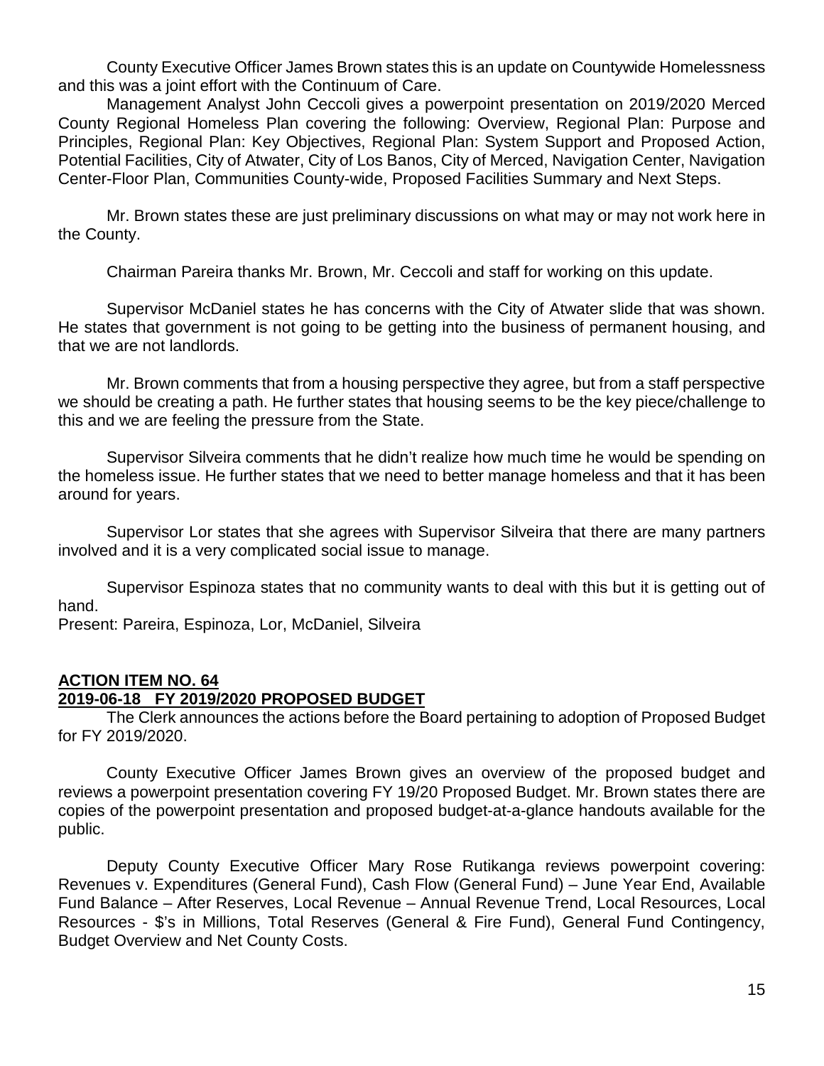County Executive Officer James Brown states this is an update on Countywide Homelessness and this was a joint effort with the Continuum of Care.

Management Analyst John Ceccoli gives a powerpoint presentation on 2019/2020 Merced County Regional Homeless Plan covering the following: Overview, Regional Plan: Purpose and Principles, Regional Plan: Key Objectives, Regional Plan: System Support and Proposed Action, Potential Facilities, City of Atwater, City of Los Banos, City of Merced, Navigation Center, Navigation Center-Floor Plan, Communities County-wide, Proposed Facilities Summary and Next Steps.

Mr. Brown states these are just preliminary discussions on what may or may not work here in the County.

Chairman Pareira thanks Mr. Brown, Mr. Ceccoli and staff for working on this update.

Supervisor McDaniel states he has concerns with the City of Atwater slide that was shown. He states that government is not going to be getting into the business of permanent housing, and that we are not landlords.

Mr. Brown comments that from a housing perspective they agree, but from a staff perspective we should be creating a path. He further states that housing seems to be the key piece/challenge to this and we are feeling the pressure from the State.

Supervisor Silveira comments that he didn't realize how much time he would be spending on the homeless issue. He further states that we need to better manage homeless and that it has been around for years.

Supervisor Lor states that she agrees with Supervisor Silveira that there are many partners involved and it is a very complicated social issue to manage.

Supervisor Espinoza states that no community wants to deal with this but it is getting out of hand.

Present: Pareira, Espinoza, Lor, McDaniel, Silveira

**ACTION ITEM NO. 64**

**2019-06-18 FY 2019/2020 PROPOSED BUDGET**

The Clerk announces the actions before the Board pertaining to adoption of Proposed Budget for FY 2019/2020.

County Executive Officer James Brown gives an overview of the proposed budget and reviews a powerpoint presentation covering FY 19/20 Proposed Budget. Mr. Brown states there are copies of the powerpoint presentation and proposed budget-at-a-glance handouts available for the public.

Deputy County Executive Officer Mary Rose Rutikanga reviews powerpoint covering: Revenues v. Expenditures (General Fund), Cash Flow (General Fund) – June Year End, Available Fund Balance – After Reserves, Local Revenue – Annual Revenue Trend, Local Resources, Local Resources - $'s in Millions, Total Reserves (General & Fire Fund), General Fund Contingency, Budget Overview and Net County Costs.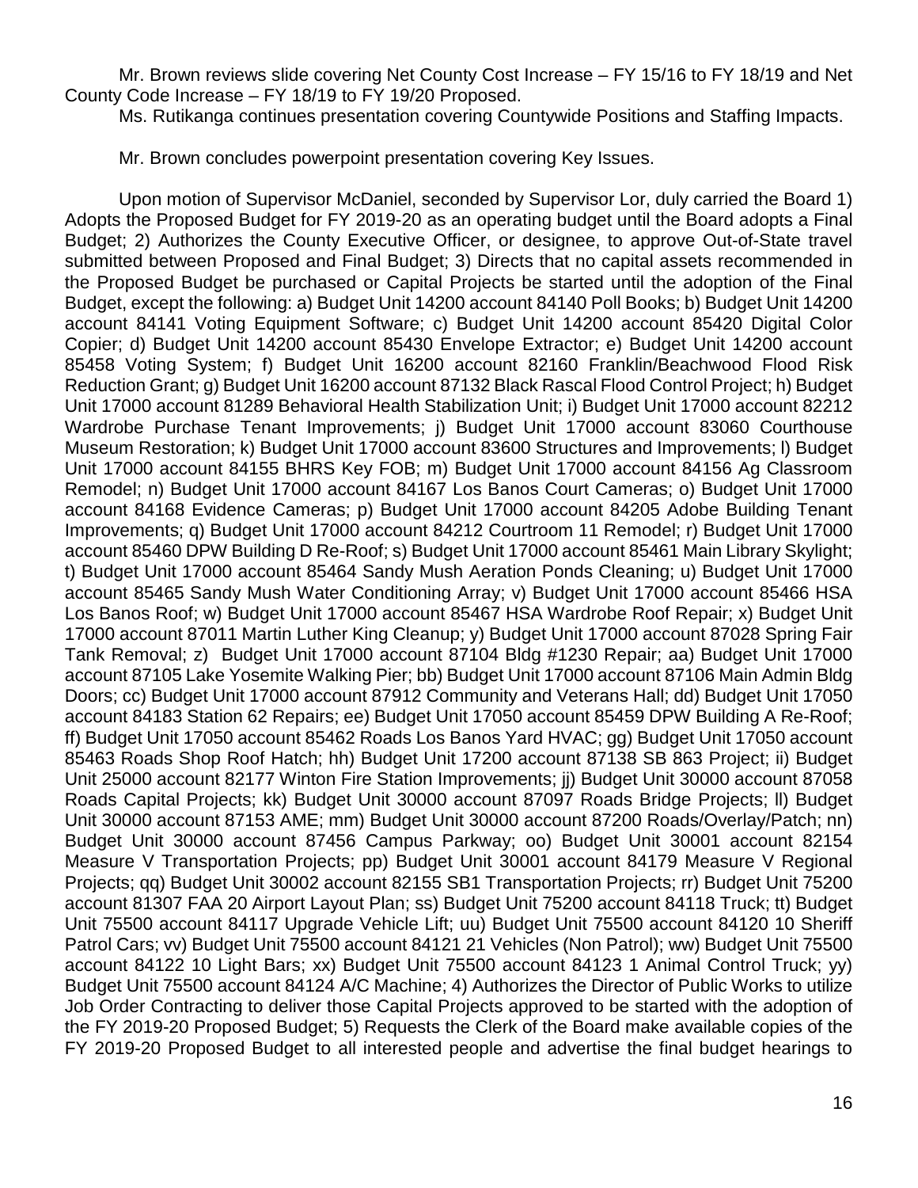Mr. Brown reviews slide covering Net County Cost Increase – FY 15/16 to FY 18/19 and Net County Code Increase – FY 18/19 to FY 19/20 Proposed.

Ms. Rutikanga continues presentation covering Countywide Positions and Staffing Impacts.

Mr. Brown concludes powerpoint presentation covering Key Issues.

Upon motion of Supervisor McDaniel, seconded by Supervisor Lor, duly carried the Board 1) Adopts the Proposed Budget for FY 2019-20 as an operating budget until the Board adopts a Final Budget; 2) Authorizes the County Executive Officer, or designee, to approve Out-of-State travel submitted between Proposed and Final Budget; 3) Directs that no capital assets recommended in the Proposed Budget be purchased or Capital Projects be started until the adoption of the Final Budget, except the following: a) Budget Unit 14200 account 84140 Poll Books; b) Budget Unit 14200 account 84141 Voting Equipment Software; c) Budget Unit 14200 account 85420 Digital Color Copier; d) Budget Unit 14200 account 85430 Envelope Extractor; e) Budget Unit 14200 account 85458 Voting System; f) Budget Unit 16200 account 82160 Franklin/Beachwood Flood Risk Reduction Grant; g) Budget Unit 16200 account 87132 Black Rascal Flood Control Project; h) Budget Unit 17000 account 81289 Behavioral Health Stabilization Unit; i) Budget Unit 17000 account 82212 Wardrobe Purchase Tenant Improvements; j) Budget Unit 17000 account 83060 Courthouse Museum Restoration; k) Budget Unit 17000 account 83600 Structures and Improvements; l) Budget Unit 17000 account 84155 BHRS Key FOB; m) Budget Unit 17000 account 84156 Ag Classroom Remodel; n) Budget Unit 17000 account 84167 Los Banos Court Cameras; o) Budget Unit 17000 account 84168 Evidence Cameras; p) Budget Unit 17000 account 84205 Adobe Building Tenant Improvements; q) Budget Unit 17000 account 84212 Courtroom 11 Remodel; r) Budget Unit 17000 account 85460 DPW Building D Re-Roof; s) Budget Unit 17000 account 85461 Main Library Skylight; t) Budget Unit 17000 account 85464 Sandy Mush Aeration Ponds Cleaning; u) Budget Unit 17000 account 85465 Sandy Mush Water Conditioning Array; v) Budget Unit 17000 account 85466 HSA Los Banos Roof; w) Budget Unit 17000 account 85467 HSA Wardrobe Roof Repair; x) Budget Unit 17000 account 87011 Martin Luther King Cleanup; y) Budget Unit 17000 account 87028 Spring Fair Tank Removal; z) Budget Unit 17000 account 87104 Bldg #1230 Repair; aa) Budget Unit 17000 account 87105 Lake Yosemite Walking Pier; bb) Budget Unit 17000 account 87106 Main Admin Bldg Doors; cc) Budget Unit 17000 account 87912 Community and Veterans Hall; dd) Budget Unit 17050 account 84183 Station 62 Repairs; ee) Budget Unit 17050 account 85459 DPW Building A Re-Roof; ff) Budget Unit 17050 account 85462 Roads Los Banos Yard HVAC; gg) Budget Unit 17050 account 85463 Roads Shop Roof Hatch; hh) Budget Unit 17200 account 87138 SB 863 Project; ii) Budget Unit 25000 account 82177 Winton Fire Station Improvements; jj) Budget Unit 30000 account 87058 Roads Capital Projects; kk) Budget Unit 30000 account 87097 Roads Bridge Projects; ll) Budget Unit 30000 account 87153 AME; mm) Budget Unit 30000 account 87200 Roads/Overlay/Patch; nn) Budget Unit 30000 account 87456 Campus Parkway; oo) Budget Unit 30001 account 82154 Measure V Transportation Projects; pp) Budget Unit 30001 account 84179 Measure V Regional Projects; qq) Budget Unit 30002 account 82155 SB1 Transportation Projects; rr) Budget Unit 75200 account 81307 FAA 20 Airport Layout Plan; ss) Budget Unit 75200 account 84118 Truck; tt) Budget Unit 75500 account 84117 Upgrade Vehicle Lift; uu) Budget Unit 75500 account 84120 10 Sheriff Patrol Cars; vv) Budget Unit 75500 account 84121 21 Vehicles (Non Patrol); ww) Budget Unit 75500 account 84122 10 Light Bars; xx) Budget Unit 75500 account 84123 1 Animal Control Truck; yy) Budget Unit 75500 account 84124 A/C Machine; 4) Authorizes the Director of Public Works to utilize Job Order Contracting to deliver those Capital Projects approved to be started with the adoption of the FY 2019-20 Proposed Budget; 5) Requests the Clerk of the Board make available copies of the FY 2019-20 Proposed Budget to all interested people and advertise the final budget hearings to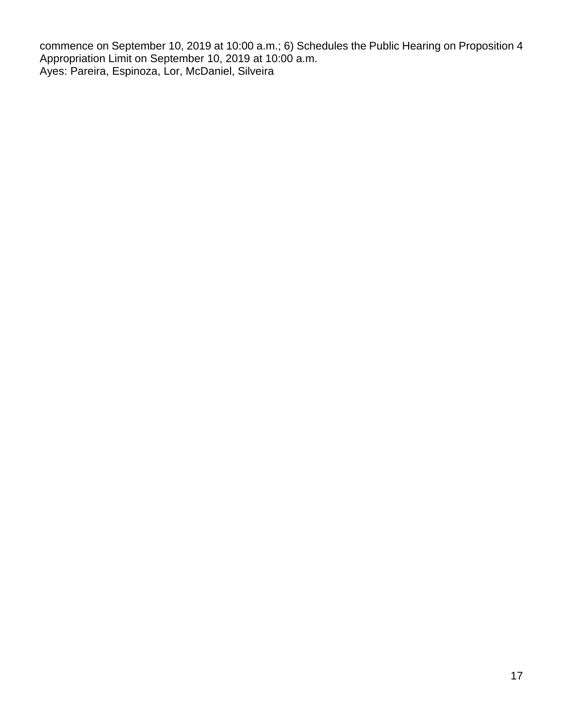commence on September 10, 2019 at 10:00 a.m.; 6) Schedules the Public Hearing on Proposition 4 Appropriation Limit on September 10, 2019 at 10:00 a.m.
Ayes: Pareira, Espinoza, Lor, McDaniel, Silveira